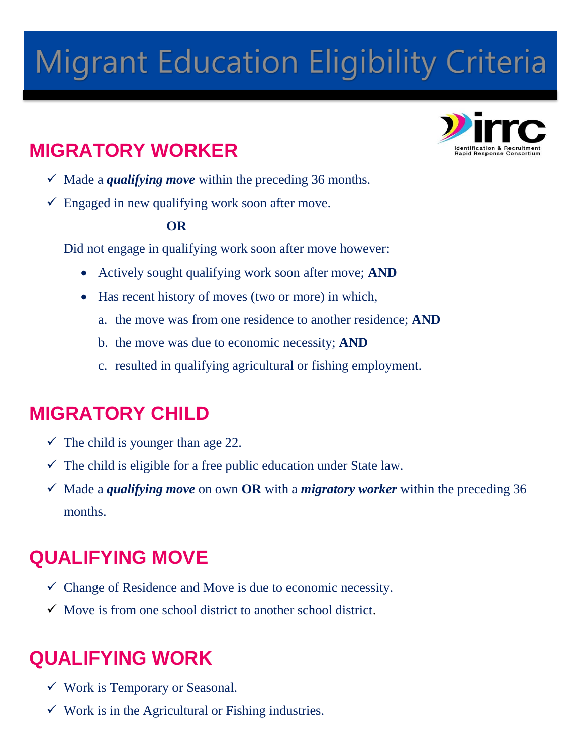# Migrant Education Eligibility Criteria

Identification & Recruitment Rapid Response Consortium

## MIGRATORY WORKER

- ✓ Made a ***qualifying move*** within the preceding 36 months.
- ✓ Engaged in new qualifying work soon after move.

**OR**

Did not engage in qualifying work soon after move however:

- Actively sought qualifying work soon after move; **AND**
- Has recent history of moves (two or more) in which,
  a. the move was from one residence to another residence; **AND**
  b. the move was due to economic necessity; **AND**
  c. resulted in qualifying agricultural or fishing employment.

## MIGRATORY CHILD

- ✓ The child is younger than age 22.
- ✓ The child is eligible for a free public education under State law.
- ✓ Made a ***qualifying move*** on own **OR** with a ***migratory worker*** within the preceding 36 months.

## QUALIFYING MOVE

- ✓ Change of Residence and Move is due to economic necessity.
- ✓ Move is from one school district to another school district.

## QUALIFYING WORK

- ✓ Work is Temporary or Seasonal.
- ✓ Work is in the Agricultural or Fishing industries.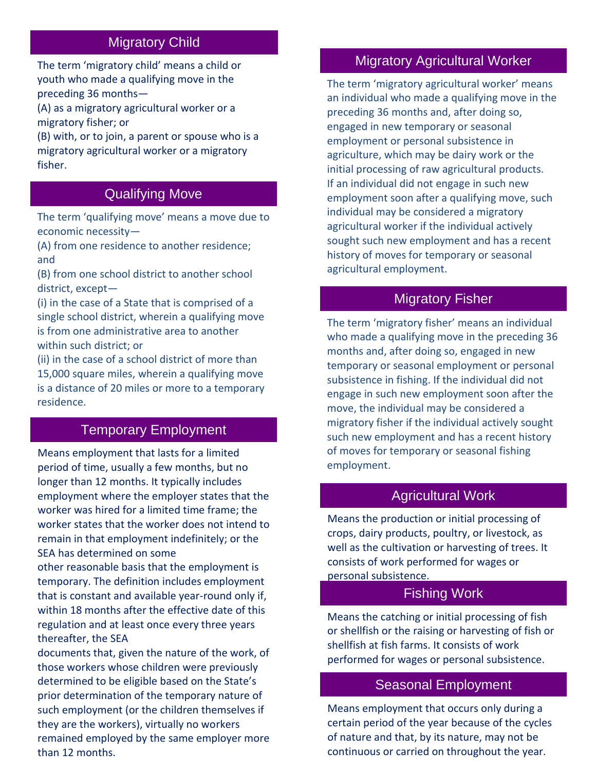## Migratory Child

The term 'migratory child' means a child or youth who made a qualifying move in the preceding 36 months—

(A) as a migratory agricultural worker or a migratory fisher; or

(B) with, or to join, a parent or spouse who is a migratory agricultural worker or a migratory fisher.

## Qualifying Move

The term 'qualifying move' means a move due to economic necessity—

(A) from one residence to another residence; and

(B) from one school district to another school district, except—

(i) in the case of a State that is comprised of a single school district, wherein a qualifying move is from one administrative area to another within such district; or

(ii) in the case of a school district of more than 15,000 square miles, wherein a qualifying move is a distance of 20 miles or more to a temporary residence.

## Temporary Employment

Means employment that lasts for a limited period of time, usually a few months, but no longer than 12 months. It typically includes employment where the employer states that the worker was hired for a limited time frame; the worker states that the worker does not intend to remain in that employment indefinitely; or the SEA has determined on some other reasonable basis that the employment is temporary. The definition includes employment that is constant and available year-round only if, within 18 months after the effective date of this regulation and at least once every three years thereafter, the SEA documents that, given the nature of the work, of those workers whose children were previously determined to be eligible based on the State's prior determination of the temporary nature of such employment (or the children themselves if they are the workers), virtually no workers remained employed by the same employer more than 12 months.

## Migratory Agricultural Worker

The term 'migratory agricultural worker' means an individual who made a qualifying move in the preceding 36 months and, after doing so, engaged in new temporary or seasonal employment or personal subsistence in agriculture, which may be dairy work or the initial processing of raw agricultural products. If an individual did not engage in such new employment soon after a qualifying move, such individual may be considered a migratory agricultural worker if the individual actively sought such new employment and has a recent history of moves for temporary or seasonal agricultural employment.

## Migratory Fisher

The term 'migratory fisher' means an individual who made a qualifying move in the preceding 36 months and, after doing so, engaged in new temporary or seasonal employment or personal subsistence in fishing. If the individual did not engage in such new employment soon after the move, the individual may be considered a migratory fisher if the individual actively sought such new employment and has a recent history of moves for temporary or seasonal fishing employment.

## Agricultural Work

Means the production or initial processing of crops, dairy products, poultry, or livestock, as well as the cultivation or harvesting of trees. It consists of work performed for wages or personal subsistence.

## Fishing Work

Means the catching or initial processing of fish or shellfish or the raising or harvesting of fish or shellfish at fish farms. It consists of work performed for wages or personal subsistence.

## Seasonal Employment

Means employment that occurs only during a certain period of the year because of the cycles of nature and that, by its nature, may not be continuous or carried on throughout the year.